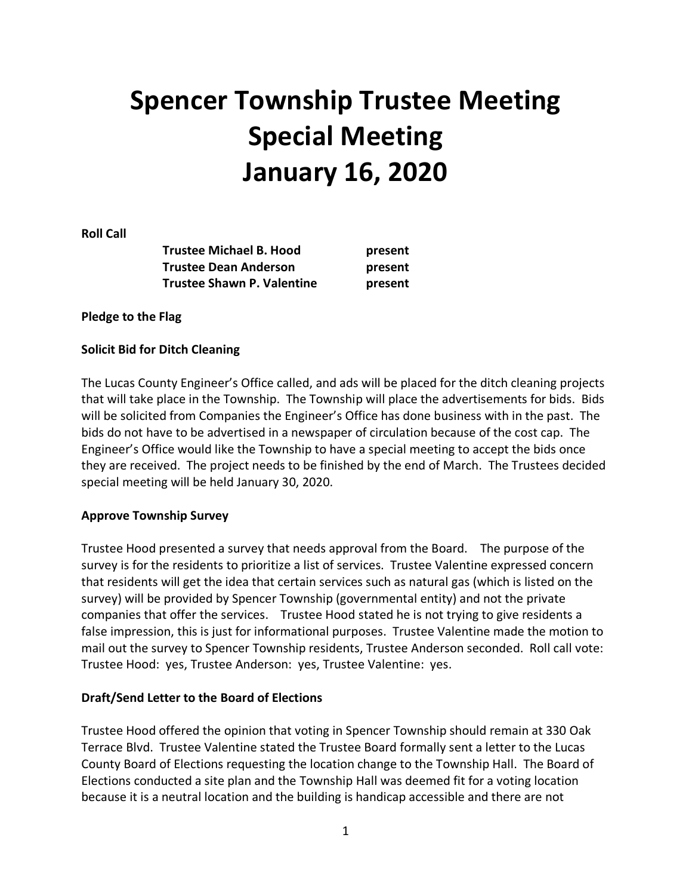# Spencer Township Trustee Meeting Special Meeting January 16, 2020

**Roll Call**

| | |
|---|---|
| **Trustee Michael B. Hood** | **present** |
| **Trustee Dean Anderson** | **present** |
| **Trustee Shawn P. Valentine** | **present** |

**Pledge to the Flag**

**Solicit Bid for Ditch Cleaning**

The Lucas County Engineer's Office called, and ads will be placed for the ditch cleaning projects that will take place in the Township. The Township will place the advertisements for bids. Bids will be solicited from Companies the Engineer's Office has done business with in the past. The bids do not have to be advertised in a newspaper of circulation because of the cost cap. The Engineer's Office would like the Township to have a special meeting to accept the bids once they are received. The project needs to be finished by the end of March. The Trustees decided special meeting will be held January 30, 2020.

**Approve Township Survey**

Trustee Hood presented a survey that needs approval from the Board. The purpose of the survey is for the residents to prioritize a list of services. Trustee Valentine expressed concern that residents will get the idea that certain services such as natural gas (which is listed on the survey) will be provided by Spencer Township (governmental entity) and not the private companies that offer the services. Trustee Hood stated he is not trying to give residents a false impression, this is just for informational purposes. Trustee Valentine made the motion to mail out the survey to Spencer Township residents, Trustee Anderson seconded. Roll call vote: Trustee Hood: yes, Trustee Anderson: yes, Trustee Valentine: yes.

**Draft/Send Letter to the Board of Elections**

Trustee Hood offered the opinion that voting in Spencer Township should remain at 330 Oak Terrace Blvd. Trustee Valentine stated the Trustee Board formally sent a letter to the Lucas County Board of Elections requesting the location change to the Township Hall. The Board of Elections conducted a site plan and the Township Hall was deemed fit for a voting location because it is a neutral location and the building is handicap accessible and there are not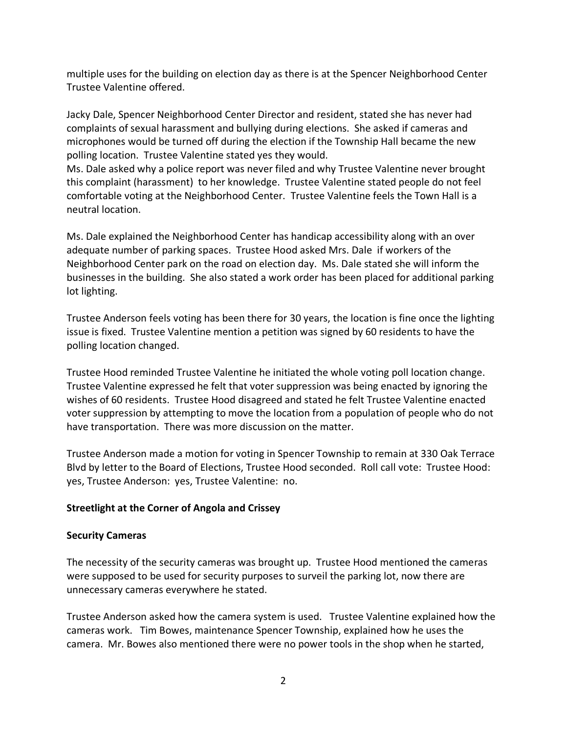multiple uses for the building on election day as there is at the Spencer Neighborhood Center Trustee Valentine offered.

Jacky Dale, Spencer Neighborhood Center Director and resident, stated she has never had complaints of sexual harassment and bullying during elections. She asked if cameras and microphones would be turned off during the election if the Township Hall became the new polling location. Trustee Valentine stated yes they would.
Ms. Dale asked why a police report was never filed and why Trustee Valentine never brought this complaint (harassment) to her knowledge. Trustee Valentine stated people do not feel comfortable voting at the Neighborhood Center. Trustee Valentine feels the Town Hall is a neutral location.

Ms. Dale explained the Neighborhood Center has handicap accessibility along with an over adequate number of parking spaces. Trustee Hood asked Mrs. Dale if workers of the Neighborhood Center park on the road on election day. Ms. Dale stated she will inform the businesses in the building. She also stated a work order has been placed for additional parking lot lighting.

Trustee Anderson feels voting has been there for 30 years, the location is fine once the lighting issue is fixed. Trustee Valentine mention a petition was signed by 60 residents to have the polling location changed.

Trustee Hood reminded Trustee Valentine he initiated the whole voting poll location change. Trustee Valentine expressed he felt that voter suppression was being enacted by ignoring the wishes of 60 residents. Trustee Hood disagreed and stated he felt Trustee Valentine enacted voter suppression by attempting to move the location from a population of people who do not have transportation. There was more discussion on the matter.

Trustee Anderson made a motion for voting in Spencer Township to remain at 330 Oak Terrace Blvd by letter to the Board of Elections, Trustee Hood seconded. Roll call vote: Trustee Hood: yes, Trustee Anderson: yes, Trustee Valentine: no.

**Streetlight at the Corner of Angola and Crissey**

**Security Cameras**

The necessity of the security cameras was brought up. Trustee Hood mentioned the cameras were supposed to be used for security purposes to surveil the parking lot, now there are unnecessary cameras everywhere he stated.

Trustee Anderson asked how the camera system is used. Trustee Valentine explained how the cameras work. Tim Bowes, maintenance Spencer Township, explained how he uses the camera. Mr. Bowes also mentioned there were no power tools in the shop when he started,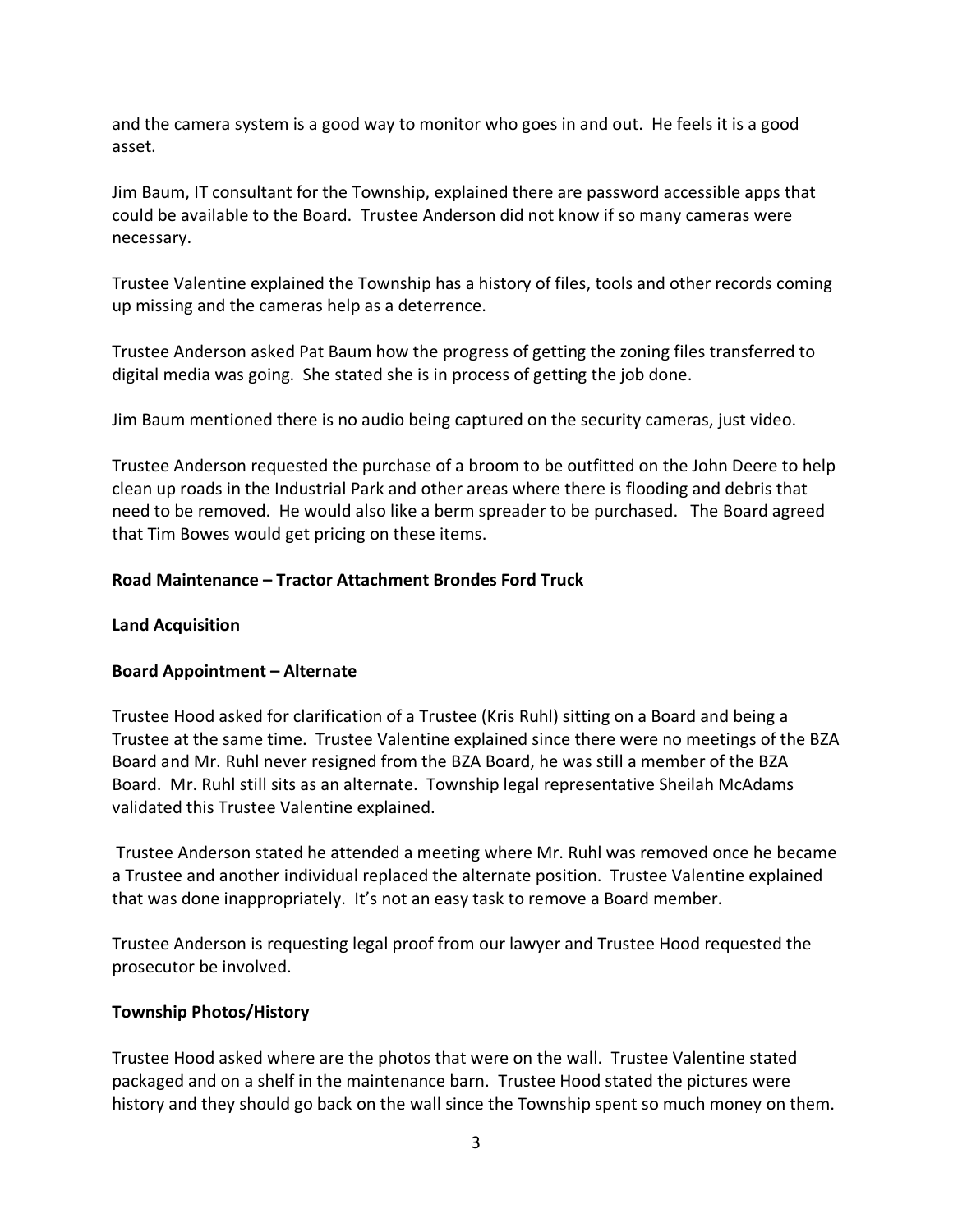and the camera system is a good way to monitor who goes in and out. He feels it is a good asset.

Jim Baum, IT consultant for the Township, explained there are password accessible apps that could be available to the Board. Trustee Anderson did not know if so many cameras were necessary.

Trustee Valentine explained the Township has a history of files, tools and other records coming up missing and the cameras help as a deterrence.

Trustee Anderson asked Pat Baum how the progress of getting the zoning files transferred to digital media was going. She stated she is in process of getting the job done.

Jim Baum mentioned there is no audio being captured on the security cameras, just video.

Trustee Anderson requested the purchase of a broom to be outfitted on the John Deere to help clean up roads in the Industrial Park and other areas where there is flooding and debris that need to be removed. He would also like a berm spreader to be purchased. The Board agreed that Tim Bowes would get pricing on these items.

**Road Maintenance – Tractor Attachment Brondes Ford Truck**

**Land Acquisition**

**Board Appointment – Alternate**

Trustee Hood asked for clarification of a Trustee (Kris Ruhl) sitting on a Board and being a Trustee at the same time. Trustee Valentine explained since there were no meetings of the BZA Board and Mr. Ruhl never resigned from the BZA Board, he was still a member of the BZA Board. Mr. Ruhl still sits as an alternate. Township legal representative Sheilah McAdams validated this Trustee Valentine explained.

Trustee Anderson stated he attended a meeting where Mr. Ruhl was removed once he became a Trustee and another individual replaced the alternate position. Trustee Valentine explained that was done inappropriately. It's not an easy task to remove a Board member.

Trustee Anderson is requesting legal proof from our lawyer and Trustee Hood requested the prosecutor be involved.

**Township Photos/History**

Trustee Hood asked where are the photos that were on the wall. Trustee Valentine stated packaged and on a shelf in the maintenance barn. Trustee Hood stated the pictures were history and they should go back on the wall since the Township spent so much money on them.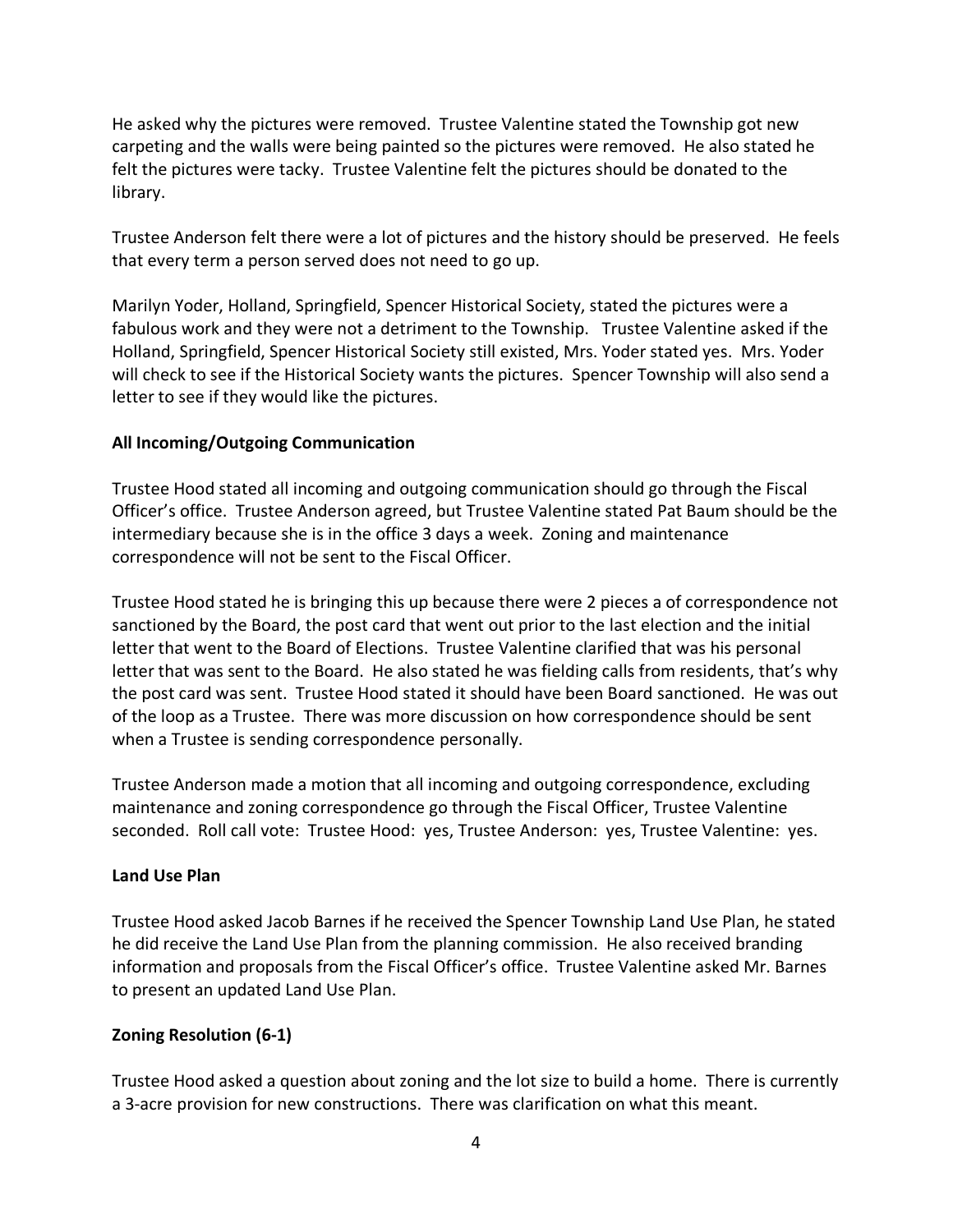He asked why the pictures were removed. Trustee Valentine stated the Township got new carpeting and the walls were being painted so the pictures were removed. He also stated he felt the pictures were tacky. Trustee Valentine felt the pictures should be donated to the library.

Trustee Anderson felt there were a lot of pictures and the history should be preserved. He feels that every term a person served does not need to go up.

Marilyn Yoder, Holland, Springfield, Spencer Historical Society, stated the pictures were a fabulous work and they were not a detriment to the Township. Trustee Valentine asked if the Holland, Springfield, Spencer Historical Society still existed, Mrs. Yoder stated yes. Mrs. Yoder will check to see if the Historical Society wants the pictures. Spencer Township will also send a letter to see if they would like the pictures.

**All Incoming/Outgoing Communication**

Trustee Hood stated all incoming and outgoing communication should go through the Fiscal Officer's office. Trustee Anderson agreed, but Trustee Valentine stated Pat Baum should be the intermediary because she is in the office 3 days a week. Zoning and maintenance correspondence will not be sent to the Fiscal Officer.

Trustee Hood stated he is bringing this up because there were 2 pieces a of correspondence not sanctioned by the Board, the post card that went out prior to the last election and the initial letter that went to the Board of Elections. Trustee Valentine clarified that was his personal letter that was sent to the Board. He also stated he was fielding calls from residents, that's why the post card was sent. Trustee Hood stated it should have been Board sanctioned. He was out of the loop as a Trustee. There was more discussion on how correspondence should be sent when a Trustee is sending correspondence personally.

Trustee Anderson made a motion that all incoming and outgoing correspondence, excluding maintenance and zoning correspondence go through the Fiscal Officer, Trustee Valentine seconded. Roll call vote: Trustee Hood: yes, Trustee Anderson: yes, Trustee Valentine: yes.

**Land Use Plan**

Trustee Hood asked Jacob Barnes if he received the Spencer Township Land Use Plan, he stated he did receive the Land Use Plan from the planning commission. He also received branding information and proposals from the Fiscal Officer's office. Trustee Valentine asked Mr. Barnes to present an updated Land Use Plan.

**Zoning Resolution (6-1)**

Trustee Hood asked a question about zoning and the lot size to build a home. There is currently a 3-acre provision for new constructions. There was clarification on what this meant.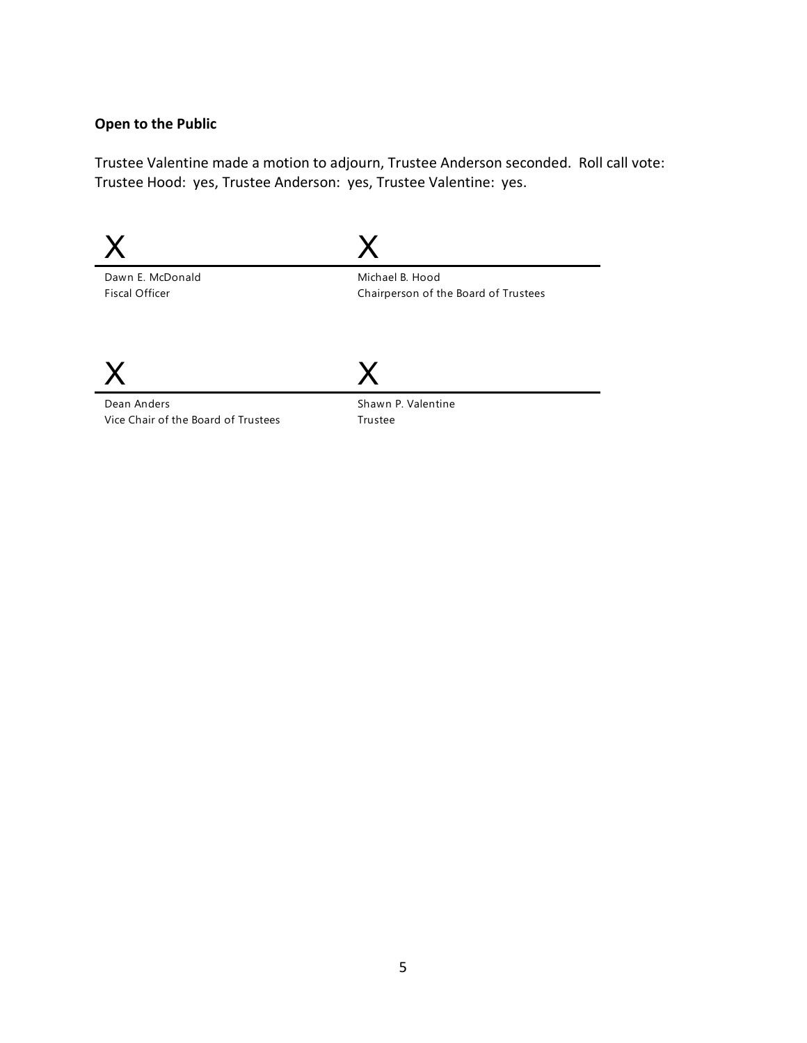**Open to the Public**

Trustee Valentine made a motion to adjourn, Trustee Anderson seconded. Roll call vote: Trustee Hood: yes, Trustee Anderson: yes, Trustee Valentine: yes.

| | |
|---|---|
| X | X |
| Dawn E. McDonald<br>Fiscal Officer | Michael B. Hood<br>Chairperson of the Board of Trustees |
| X | X |
| Dean Anders<br>Vice Chair of the Board of Trustees | Shawn P. Valentine<br>Trustee |